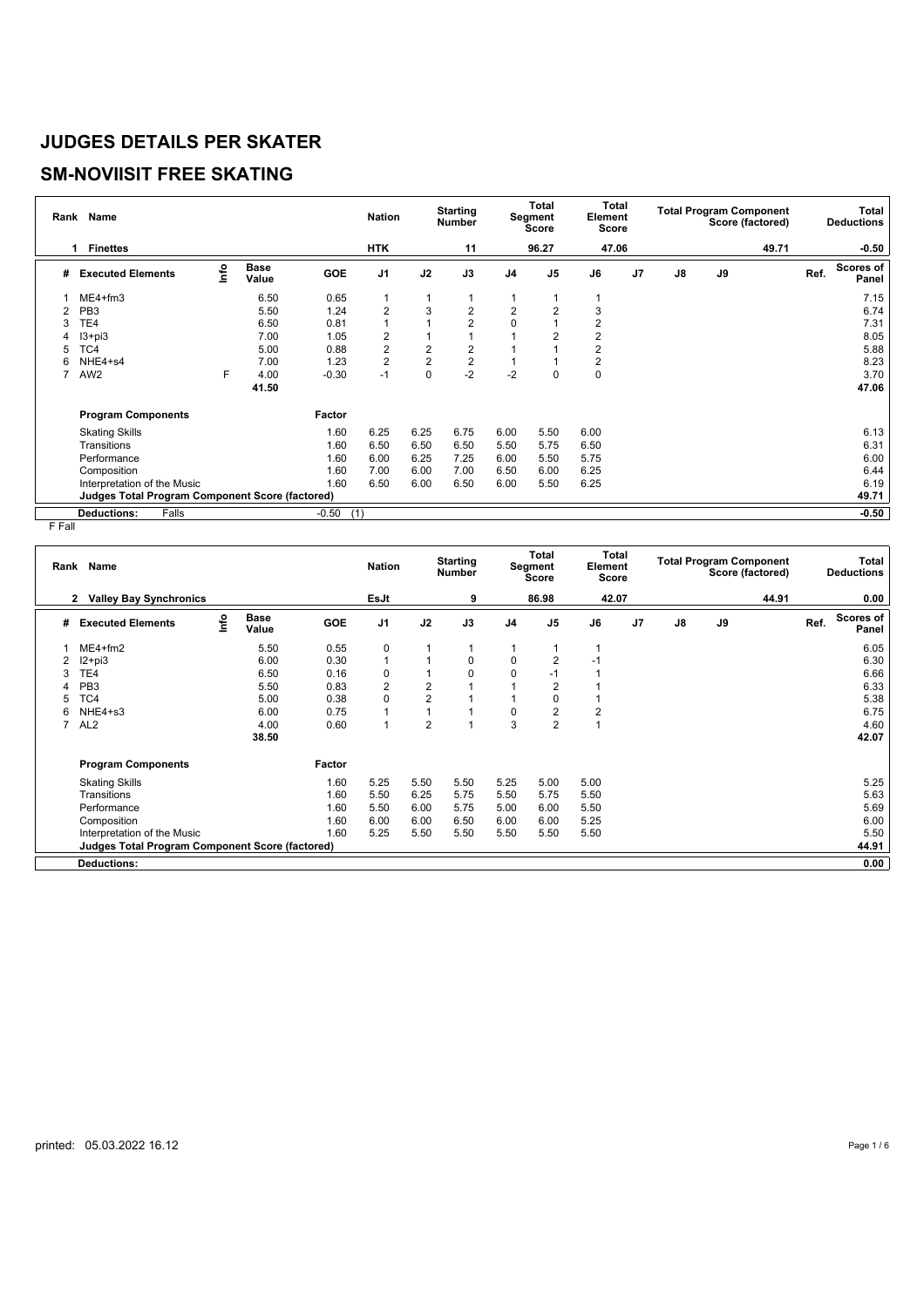# JUDGES DETAILS PER SKATER

## SM-NOVIISIT FREE SKATING

| Rank | Name | Nation | Starting Number | Total Segment Score | Total Element Score | Total Program Component Score (factored) | Total Deductions |
|---|---|---|---|---|---|---|---|
| 1 | Finettes | HTK | 11 | 96.27 | 47.06 | 49.71 | -0.50 |

| # | Executed Elements | Info | Base Value | GOE | J1 | J2 | J3 | J4 | J5 | J6 | J7 | J8 | J9 | Ref. | Scores of Panel |
|---|---|---|---|---|---|---|---|---|---|---|---|---|---|---|---|
| 1 | ME4+fm3 | | 6.50 | 0.65 | 1 | 1 | 1 | 1 | 1 | 1 | | | | | 7.15 |
| 2 | PB3 | | 5.50 | 1.24 | 2 | 3 | 2 | 2 | 2 | 3 | | | | | 6.74 |
| 3 | TE4 | | 6.50 | 0.81 | 1 | 1 | 2 | 0 | 1 | 2 | | | | | 7.31 |
| 4 | I3+pi3 | | 7.00 | 1.05 | 2 | 1 | 1 | 1 | 2 | 2 | | | | | 8.05 |
| 5 | TC4 | | 5.00 | 0.88 | 2 | 2 | 2 | 1 | 1 | 2 | | | | | 5.88 |
| 6 | NHE4+s4 | | 7.00 | 1.23 | 2 | 2 | 2 | 1 | 1 | 2 | | | | | 8.23 |
| 7 | AW2 | F | 4.00 | -0.30 | -1 | 0 | -2 | -2 | 0 | 0 | | | | | 3.70 |
| | | | 41.50 | | | | | | | | | | | | 47.06 |

| Program Components | Factor | J1 | J2 | J3 | J4 | J5 | J6 | J7 | J8 | J9 | Scores of Panel |
|---|---|---|---|---|---|---|---|---|---|---|---|
| Skating Skills | 1.60 | 6.25 | 6.25 | 6.75 | 6.00 | 5.50 | 6.00 | | | | 6.13 |
| Transitions | 1.60 | 6.50 | 6.50 | 6.50 | 5.50 | 5.75 | 6.50 | | | | 6.31 |
| Performance | 1.60 | 6.00 | 6.25 | 7.25 | 6.00 | 5.50 | 5.75 | | | | 6.00 |
| Composition | 1.60 | 7.00 | 6.00 | 7.00 | 6.50 | 6.00 | 6.25 | | | | 6.44 |
| Interpretation of the Music | 1.60 | 6.50 | 6.00 | 6.50 | 6.00 | 5.50 | 6.25 | | | | 6.19 |
| Judges Total Program Component Score (factored) | | | | | | | | | | | 49.71 |

| Deductions: | Falls | -0.50 | (1) | -0.50 |
|---|---|---|---|---|

F Fall

| Rank | Name | Nation | Starting Number | Total Segment Score | Total Element Score | Total Program Component Score (factored) | Total Deductions |
|---|---|---|---|---|---|---|---|
| 2 | Valley Bay Synchronics | EsJt | 9 | 86.98 | 42.07 | 44.91 | 0.00 |

| # | Executed Elements | Info | Base Value | GOE | J1 | J2 | J3 | J4 | J5 | J6 | J7 | J8 | J9 | Ref. | Scores of Panel |
|---|---|---|---|---|---|---|---|---|---|---|---|---|---|---|---|
| 1 | ME4+fm2 | | 5.50 | 0.55 | 0 | 1 | 1 | 1 | 1 | 1 | | | | | 6.05 |
| 2 | I2+pi3 | | 6.00 | 0.30 | 1 | 1 | 0 | 0 | 2 | -1 | | | | | 6.30 |
| 3 | TE4 | | 6.50 | 0.16 | 0 | 1 | 0 | 0 | -1 | 1 | | | | | 6.66 |
| 4 | PB3 | | 5.50 | 0.83 | 2 | 2 | 1 | 1 | 2 | 1 | | | | | 6.33 |
| 5 | TC4 | | 5.00 | 0.38 | 0 | 2 | 1 | 1 | 0 | 1 | | | | | 5.38 |
| 6 | NHE4+s3 | | 6.00 | 0.75 | 1 | 1 | 1 | 0 | 2 | 2 | | | | | 6.75 |
| 7 | AL2 | | 4.00 | 0.60 | 1 | 2 | 1 | 3 | 2 | 1 | | | | | 4.60 |
| | | | 38.50 | | | | | | | | | | | | 42.07 |

| Program Components | Factor | J1 | J2 | J3 | J4 | J5 | J6 | J7 | J8 | J9 | Scores of Panel |
|---|---|---|---|---|---|---|---|---|---|---|---|
| Skating Skills | 1.60 | 5.25 | 5.50 | 5.50 | 5.25 | 5.00 | 5.00 | | | | 5.25 |
| Transitions | 1.60 | 5.50 | 6.25 | 5.75 | 5.50 | 5.75 | 5.50 | | | | 5.63 |
| Performance | 1.60 | 5.50 | 6.00 | 5.75 | 5.00 | 6.00 | 5.50 | | | | 5.69 |
| Composition | 1.60 | 6.00 | 6.00 | 6.50 | 6.00 | 6.00 | 5.25 | | | | 6.00 |
| Interpretation of the Music | 1.60 | 5.25 | 5.50 | 5.50 | 5.50 | 5.50 | 5.50 | | | | 5.50 |
| Judges Total Program Component Score (factored) | | | | | | | | | | | 44.91 |

| Deductions: | 0.00 |
|---|---|

printed: 05.03.2022 16.12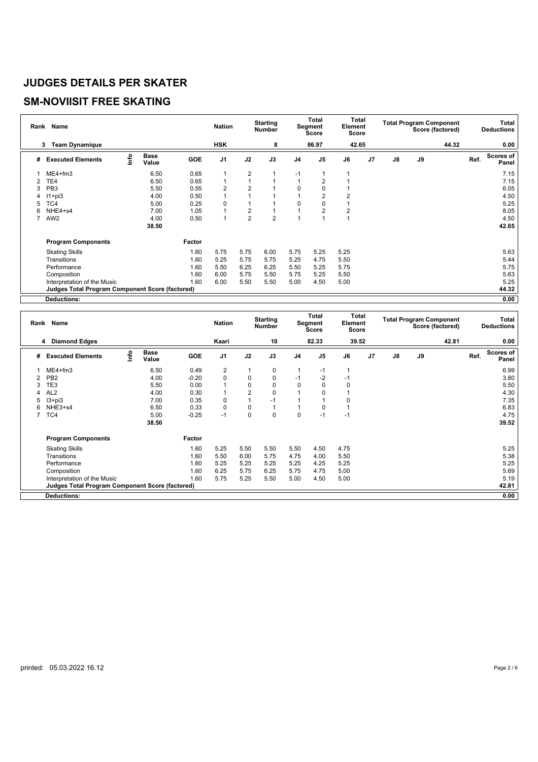# JUDGES DETAILS PER SKATER

## SM-NOVIISIT FREE SKATING

| Rank | Name | | | | Nation | | Starting Number | | Total Segment Score | Total Element Score | | | Total Program Component Score (factored) | | Total Deductions |
|---|---|---|---|---|---|---|---|---|---|---|---|---|---|---|---|
| 3 | Team Dynamique | | | | HSK | | 8 | | 86.97 | 42.65 | | | 44.32 | | 0.00 |

| # | Executed Elements | Info | Base Value | GOE | J1 | J2 | J3 | J4 | J5 | J6 | J7 | J8 | J9 | Ref. | Scores of Panel |
|---|---|---|---|---|---|---|---|---|---|---|---|---|---|---|---|
| 1 | ME4+fm3 | | 6.50 | 0.65 | 1 | 2 | 1 | -1 | 1 | 1 | | | | | 7.15 |
| 2 | TE4 | | 6.50 | 0.65 | 1 | 1 | 1 | 1 | 2 | 1 | | | | | 7.15 |
| 3 | PB3 | | 5.50 | 0.55 | 2 | 2 | 1 | 0 | 0 | 1 | | | | | 6.05 |
| 4 | I1+pi3 | | 4.00 | 0.50 | 1 | 1 | 1 | 1 | 2 | 2 | | | | | 4.50 |
| 5 | TC4 | | 5.00 | 0.25 | 0 | 1 | 1 | 0 | 0 | 1 | | | | | 5.25 |
| 6 | NHE4+s4 | | 7.00 | 1.05 | 1 | 2 | 1 | 1 | 2 | 2 | | | | | 8.05 |
| 7 | AW2 | | 4.00 | 0.50 | 1 | 2 | 2 | 1 | 1 | 1 | | | | | 4.50 |
| | | | 38.50 | | | | | | | | | | | | 42.65 |
| | **Program Components** | | | Factor | | | | | | | | | | | |
| | Skating Skills | | | 1.60 | 5.75 | 5.75 | 6.00 | 5.75 | 5.25 | 5.25 | | | | | 5.63 |
| | Transitions | | | 1.60 | 5.25 | 5.75 | 5.75 | 5.25 | 4.75 | 5.50 | | | | | 5.44 |
| | Performance | | | 1.60 | 5.50 | 6.25 | 6.25 | 5.50 | 5.25 | 5.75 | | | | | 5.75 |
| | Composition | | | 1.60 | 6.00 | 5.75 | 5.50 | 5.75 | 5.25 | 5.50 | | | | | 5.63 |
| | Interpretation of the Music | | | 1.60 | 6.00 | 5.50 | 5.50 | 5.00 | 4.50 | 5.00 | | | | | 5.25 |
| | **Judges Total Program Component Score (factored)** | | | | | | | | | | | | | | 44.32 |
| | **Deductions:** | | | | | | | | | | | | | | 0.00 |

| Rank | Name | | | | Nation | | Starting Number | | Total Segment Score | Total Element Score | | | Total Program Component Score (factored) | | Total Deductions |
|---|---|---|---|---|---|---|---|---|---|---|---|---|---|---|---|
| 4 | Diamond Edges | | | | Kaari | | 10 | | 82.33 | 39.52 | | | 42.81 | | 0.00 |

| # | Executed Elements | Info | Base Value | GOE | J1 | J2 | J3 | J4 | J5 | J6 | J7 | J8 | J9 | Ref. | Scores of Panel |
|---|---|---|---|---|---|---|---|---|---|---|---|---|---|---|---|
| 1 | ME4+fm3 | | 6.50 | 0.49 | 2 | 1 | 0 | 1 | -1 | 1 | | | | | 6.99 |
| 2 | PB2 | | 4.00 | -0.20 | 0 | 0 | 0 | -1 | -2 | -1 | | | | | 3.80 |
| 3 | TE3 | | 5.50 | 0.00 | 1 | 0 | 0 | 0 | 0 | 0 | | | | | 5.50 |
| 4 | AL2 | | 4.00 | 0.30 | 1 | 2 | 0 | 1 | 0 | 1 | | | | | 4.30 |
| 5 | I3+pi3 | | 7.00 | 0.35 | 0 | 1 | -1 | 1 | 1 | 0 | | | | | 7.35 |
| 6 | NHE3+s4 | | 6.50 | 0.33 | 0 | 0 | 1 | 1 | 0 | 1 | | | | | 6.83 |
| 7 | TC4 | | 5.00 | -0.25 | -1 | 0 | 0 | 0 | -1 | -1 | | | | | 4.75 |
| | | | 38.50 | | | | | | | | | | | | 39.52 |
| | **Program Components** | | | Factor | | | | | | | | | | | |
| | Skating Skills | | | 1.60 | 5.25 | 5.50 | 5.50 | 5.50 | 4.50 | 4.75 | | | | | 5.25 |
| | Transitions | | | 1.60 | 5.50 | 6.00 | 5.75 | 4.75 | 4.00 | 5.50 | | | | | 5.38 |
| | Performance | | | 1.60 | 5.25 | 5.25 | 5.25 | 5.25 | 4.25 | 5.25 | | | | | 5.25 |
| | Composition | | | 1.60 | 6.25 | 5.75 | 6.25 | 5.75 | 4.75 | 5.00 | | | | | 5.69 |
| | Interpretation of the Music | | | 1.60 | 5.75 | 5.25 | 5.50 | 5.00 | 4.50 | 5.00 | | | | | 5.19 |
| | **Judges Total Program Component Score (factored)** | | | | | | | | | | | | | | 42.81 |
| | **Deductions:** | | | | | | | | | | | | | | 0.00 |

printed: 05.03.2022 16.12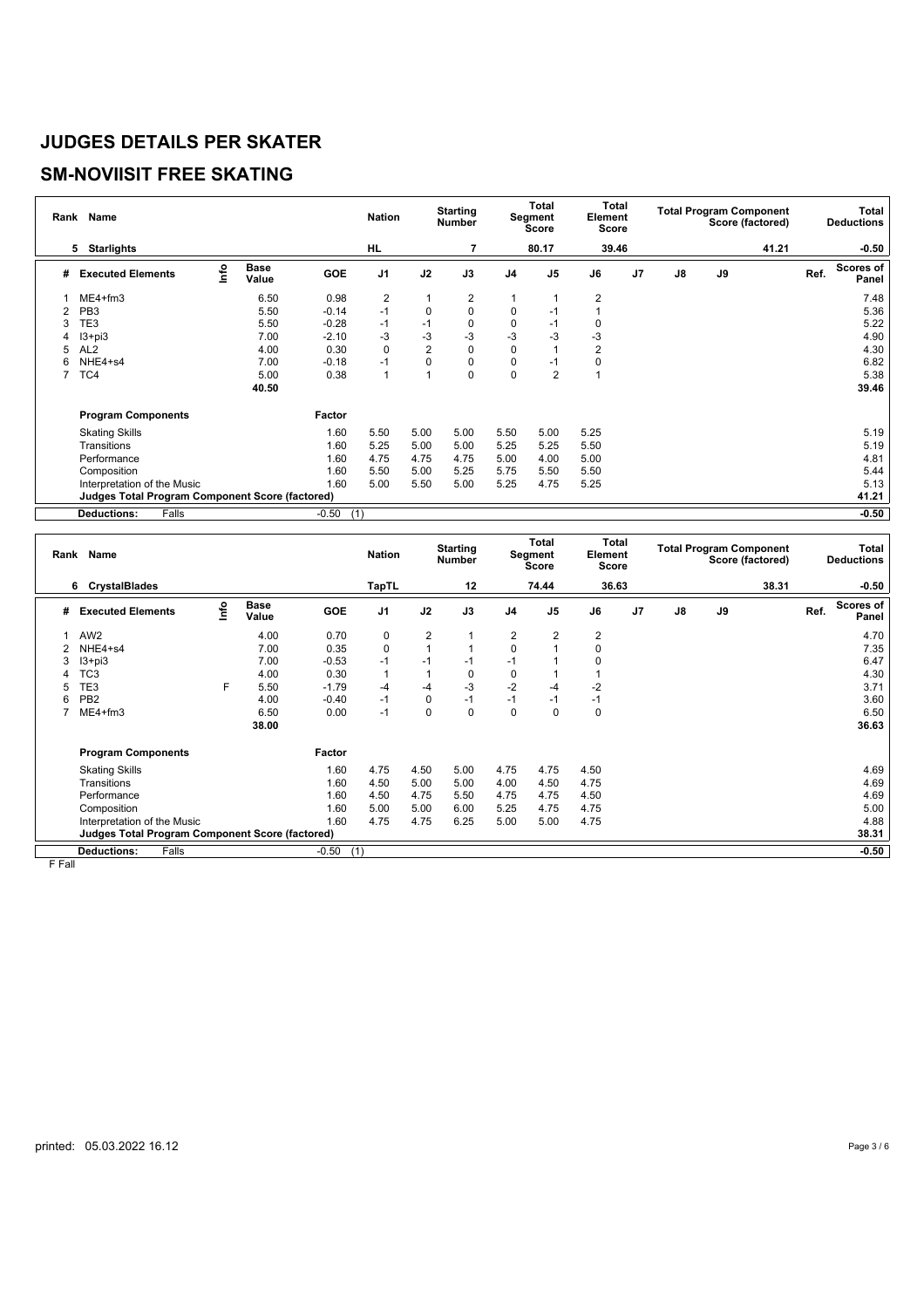# JUDGES DETAILS PER SKATER

## SM-NOVIISIT FREE SKATING

| Rank | Name | Nation | Starting Number | Total Segment Score | Total Element Score | Total Program Component Score (factored) | Total Deductions |
|---|---|---|---|---|---|---|---|
| 5 | Starlights | HL | 7 | 80.17 | 39.46 | 41.21 | -0.50 |

| # | Executed Elements | Info | Base Value | GOE | J1 | J2 | J3 | J4 | J5 | J6 | J7 | J8 | J9 | Ref. | Scores of Panel |
|---|---|---|---|---|---|---|---|---|---|---|---|---|---|---|---|
| 1 | ME4+fm3 | | 6.50 | 0.98 | 2 | 1 | 2 | 1 | 1 | 2 | | | | | 7.48 |
| 2 | PB3 | | 5.50 | -0.14 | -1 | 0 | 0 | 0 | -1 | 1 | | | | | 5.36 |
| 3 | TE3 | | 5.50 | -0.28 | -1 | -1 | 0 | 0 | -1 | 0 | | | | | 5.22 |
| 4 | I3+pi3 | | 7.00 | -2.10 | -3 | -3 | -3 | -3 | -3 | -3 | | | | | 4.90 |
| 5 | AL2 | | 4.00 | 0.30 | 0 | 2 | 0 | 0 | 1 | 2 | | | | | 4.30 |
| 6 | NHE4+s4 | | 7.00 | -0.18 | -1 | 0 | 0 | 0 | -1 | 0 | | | | | 6.82 |
| 7 | TC4 | | 5.00 | 0.38 | 1 | 1 | 0 | 0 | 2 | 1 | | | | | 5.38 |
| | | | 40.50 | | | | | | | | | | | | 39.46 |

| Program Components | Factor | J1 | J2 | J3 | J4 | J5 | J6 | J7 | J8 | J9 | Scores of Panel |
|---|---|---|---|---|---|---|---|---|---|---|---|
| Skating Skills | 1.60 | 5.50 | 5.00 | 5.00 | 5.50 | 5.00 | 5.25 | | | | 5.19 |
| Transitions | 1.60 | 5.25 | 5.00 | 5.00 | 5.25 | 5.25 | 5.50 | | | | 5.19 |
| Performance | 1.60 | 4.75 | 4.75 | 4.75 | 5.00 | 4.00 | 5.00 | | | | 4.81 |
| Composition | 1.60 | 5.50 | 5.00 | 5.25 | 5.75 | 5.50 | 5.50 | | | | 5.44 |
| Interpretation of the Music | 1.60 | 5.00 | 5.50 | 5.00 | 5.25 | 4.75 | 5.25 | | | | 5.13 |
| **Judges Total Program Component Score (factored)** | | | | | | | | | | | 41.21 |
| **Deductions:** Falls | -0.50 (1) | | | | | | | | | | -0.50 |

| Rank | Name | Nation | Starting Number | Total Segment Score | Total Element Score | Total Program Component Score (factored) | Total Deductions |
|---|---|---|---|---|---|---|---|
| 6 | CrystalBlades | TapTL | 12 | 74.44 | 36.63 | 38.31 | -0.50 |

| # | Executed Elements | Info | Base Value | GOE | J1 | J2 | J3 | J4 | J5 | J6 | J7 | J8 | J9 | Ref. | Scores of Panel |
|---|---|---|---|---|---|---|---|---|---|---|---|---|---|---|---|
| 1 | AW2 | | 4.00 | 0.70 | 0 | 2 | 1 | 2 | 2 | 2 | | | | | 4.70 |
| 2 | NHE4+s4 | | 7.00 | 0.35 | 0 | 1 | 1 | 0 | 1 | 0 | | | | | 7.35 |
| 3 | I3+pi3 | | 7.00 | -0.53 | -1 | -1 | -1 | -1 | 1 | 0 | | | | | 6.47 |
| 4 | TC3 | | 4.00 | 0.30 | 1 | 1 | 0 | 0 | 1 | 1 | | | | | 4.30 |
| 5 | TE3 | F | 5.50 | -1.79 | -4 | -4 | -3 | -2 | -4 | -2 | | | | | 3.71 |
| 6 | PB2 | | 4.00 | -0.40 | -1 | 0 | -1 | -1 | -1 | -1 | | | | | 3.60 |
| 7 | ME4+fm3 | | 6.50 | 0.00 | -1 | 0 | 0 | 0 | 0 | 0 | | | | | 6.50 |
| | | | 38.00 | | | | | | | | | | | | 36.63 |

| Program Components | Factor | J1 | J2 | J3 | J4 | J5 | J6 | J7 | J8 | J9 | Scores of Panel |
|---|---|---|---|---|---|---|---|---|---|---|---|
| Skating Skills | 1.60 | 4.75 | 4.50 | 5.00 | 4.75 | 4.75 | 4.50 | | | | 4.69 |
| Transitions | 1.60 | 4.50 | 5.00 | 5.00 | 4.00 | 4.50 | 4.75 | | | | 4.69 |
| Performance | 1.60 | 4.50 | 4.75 | 5.50 | 4.75 | 4.75 | 4.50 | | | | 4.69 |
| Composition | 1.60 | 5.00 | 5.00 | 6.00 | 5.25 | 4.75 | 4.75 | | | | 5.00 |
| Interpretation of the Music | 1.60 | 4.75 | 4.75 | 6.25 | 5.00 | 5.00 | 4.75 | | | | 4.88 |
| **Judges Total Program Component Score (factored)** | | | | | | | | | | | 38.31 |
| **Deductions:** Falls | -0.50 (1) | | | | | | | | | | -0.50 |

F Fall

printed: 05.03.2022 16.12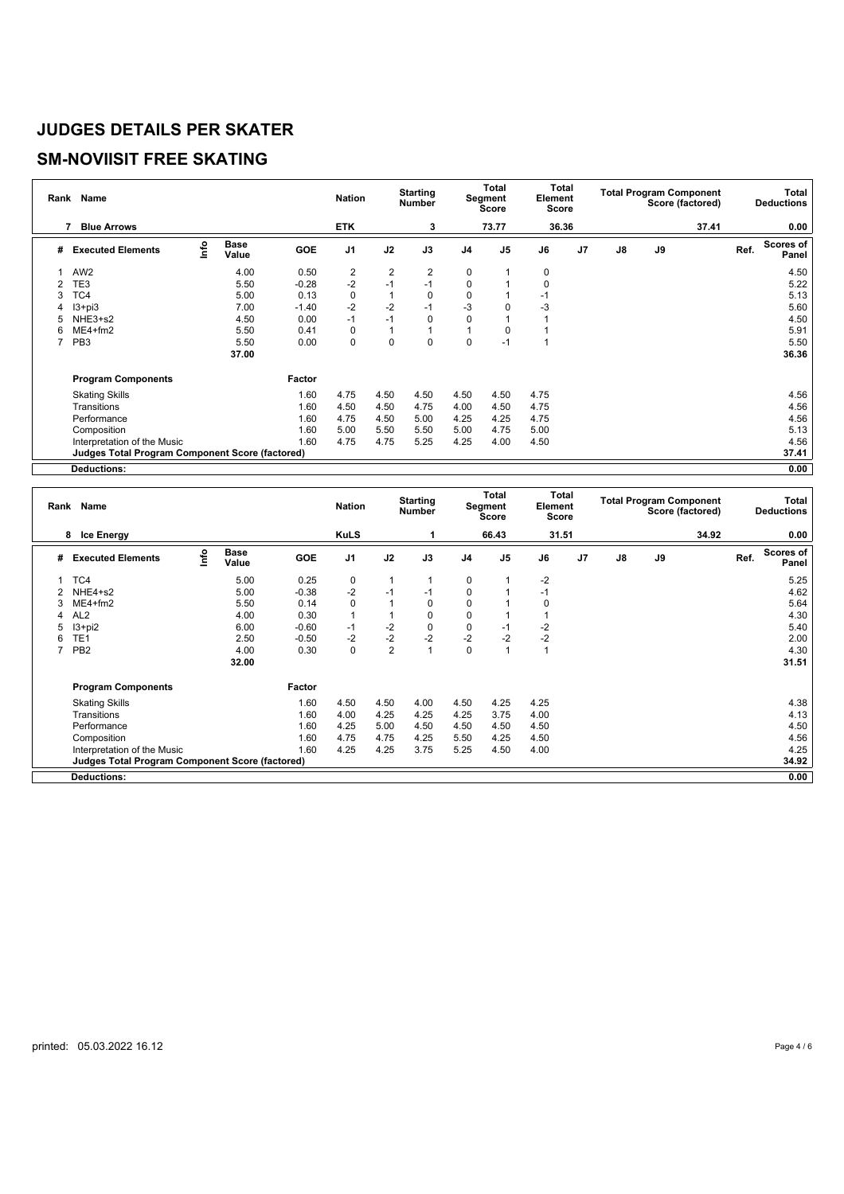# JUDGES DETAILS PER SKATER

## SM-NOVIISIT FREE SKATING

| Rank | Name | | | | Nation | | Starting Number | | Total Segment Score | Total Element Score | | | Total Program Component Score (factored) | | Total Deductions |
|---|---|---|---|---|---|---|---|---|---|---|---|---|---|---|---|
| 7 | Blue Arrows | | | | ETK | | 3 | | 73.77 | 36.36 | | | 37.41 | | 0.00 |

| # | Executed Elements | Info | Base Value | GOE | J1 | J2 | J3 | J4 | J5 | J6 | J7 | J8 | J9 | Ref. | Scores of Panel |
|---|---|---|---|---|---|---|---|---|---|---|---|---|---|---|---|
| 1 | AW2 | | 4.00 | 0.50 | 2 | 2 | 2 | 0 | 1 | 0 | | | | | 4.50 |
| 2 | TE3 | | 5.50 | -0.28 | -2 | -1 | -1 | 0 | 1 | 0 | | | | | 5.22 |
| 3 | TC4 | | 5.00 | 0.13 | 0 | 1 | 0 | 0 | 1 | -1 | | | | | 5.13 |
| 4 | I3+pi3 | | 7.00 | -1.40 | -2 | -2 | -1 | -3 | 0 | -3 | | | | | 5.60 |
| 5 | NHE3+s2 | | 4.50 | 0.00 | -1 | -1 | 0 | 0 | 1 | 1 | | | | | 4.50 |
| 6 | ME4+fm2 | | 5.50 | 0.41 | 0 | 1 | 1 | 1 | 0 | 1 | | | | | 5.91 |
| 7 | PB3 | | 5.50 | 0.00 | 0 | 0 | 0 | 0 | -1 | 1 | | | | | 5.50 |
| | | | 37.00 | | | | | | | | | | | | 36.36 |
| | **Program Components** | | | Factor | | | | | | | | | | | |
| | Skating Skills | | | 1.60 | 4.75 | 4.50 | 4.50 | 4.50 | 4.50 | 4.75 | | | | | 4.56 |
| | Transitions | | | 1.60 | 4.50 | 4.50 | 4.75 | 4.00 | 4.50 | 4.75 | | | | | 4.56 |
| | Performance | | | 1.60 | 4.75 | 4.50 | 5.00 | 4.25 | 4.25 | 4.75 | | | | | 4.56 |
| | Composition | | | 1.60 | 5.00 | 5.50 | 5.50 | 5.00 | 4.75 | 5.00 | | | | | 5.13 |
| | Interpretation of the Music | | | 1.60 | 4.75 | 4.75 | 5.25 | 4.25 | 4.00 | 4.50 | | | | | 4.56 |
| | **Judges Total Program Component Score (factored)** | | | | | | | | | | | | | | 37.41 |
| | **Deductions:** | | | | | | | | | | | | | | 0.00 |

| Rank | Name | | | | Nation | | Starting Number | | Total Segment Score | Total Element Score | | | Total Program Component Score (factored) | | Total Deductions |
|---|---|---|---|---|---|---|---|---|---|---|---|---|---|---|---|
| 8 | Ice Energy | | | | KuLS | | 1 | | 66.43 | 31.51 | | | 34.92 | | 0.00 |

| # | Executed Elements | Info | Base Value | GOE | J1 | J2 | J3 | J4 | J5 | J6 | J7 | J8 | J9 | Ref. | Scores of Panel |
|---|---|---|---|---|---|---|---|---|---|---|---|---|---|---|---|
| 1 | TC4 | | 5.00 | 0.25 | 0 | 1 | 1 | 0 | 1 | -2 | | | | | 5.25 |
| 2 | NHE4+s2 | | 5.00 | -0.38 | -2 | -1 | -1 | 0 | 1 | -1 | | | | | 4.62 |
| 3 | ME4+fm2 | | 5.50 | 0.14 | 0 | 1 | 0 | 0 | 1 | 0 | | | | | 5.64 |
| 4 | AL2 | | 4.00 | 0.30 | 1 | 1 | 0 | 0 | 1 | 1 | | | | | 4.30 |
| 5 | I3+pi2 | | 6.00 | -0.60 | -1 | -2 | 0 | 0 | -1 | -2 | | | | | 5.40 |
| 6 | TE1 | | 2.50 | -0.50 | -2 | -2 | -2 | -2 | -2 | -2 | | | | | 2.00 |
| 7 | PB2 | | 4.00 | 0.30 | 0 | 2 | 1 | 0 | 1 | 1 | | | | | 4.30 |
| | | | 32.00 | | | | | | | | | | | | 31.51 |
| | **Program Components** | | | Factor | | | | | | | | | | | |
| | Skating Skills | | | 1.60 | 4.50 | 4.50 | 4.00 | 4.50 | 4.25 | 4.25 | | | | | 4.38 |
| | Transitions | | | 1.60 | 4.00 | 4.25 | 4.25 | 4.25 | 3.75 | 4.00 | | | | | 4.13 |
| | Performance | | | 1.60 | 4.25 | 5.00 | 4.50 | 4.50 | 4.50 | 4.50 | | | | | 4.50 |
| | Composition | | | 1.60 | 4.75 | 4.75 | 4.25 | 5.50 | 4.25 | 4.50 | | | | | 4.56 |
| | Interpretation of the Music | | | 1.60 | 4.25 | 4.25 | 3.75 | 5.25 | 4.50 | 4.00 | | | | | 4.25 |
| | **Judges Total Program Component Score (factored)** | | | | | | | | | | | | | | 34.92 |
| | **Deductions:** | | | | | | | | | | | | | | 0.00 |

printed: 05.03.2022 16.12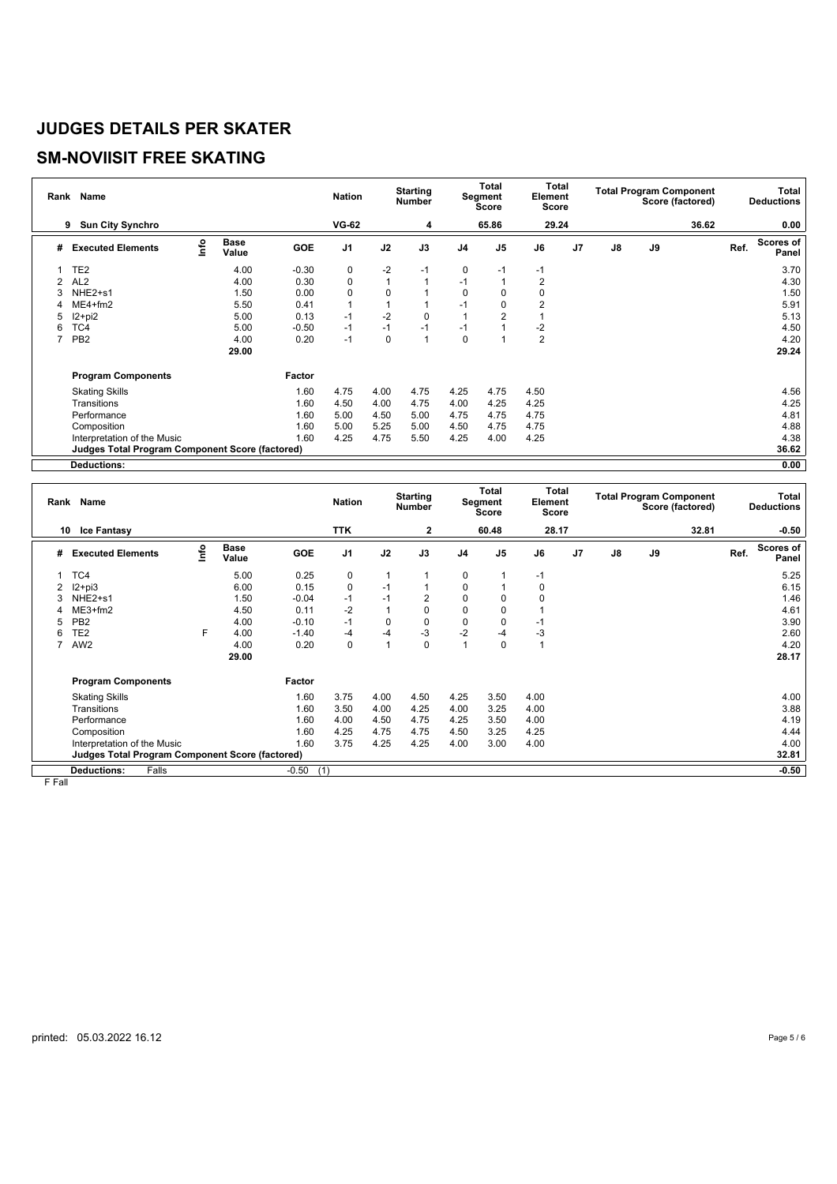# JUDGES DETAILS PER SKATER

## SM-NOVIISIT FREE SKATING

| Rank | Name | | | | Nation | | Starting Number | | Total Segment Score | Total Element Score | | | | Total Program Component Score (factored) | | Total Deductions |
|---|---|---|---|---|---|---|---|---|---|---|---|---|---|---|---|---|
| 9 | Sun City Synchro | | | | VG-62 | | 4 | | 65.86 | 29.24 | | | | 36.62 | | 0.00 |
| # | Executed Elements | Info | Base Value | GOE | J1 | J2 | J3 | J4 | J5 | J6 | J7 | J8 | J9 | | Ref. | Scores of Panel |
| 1 | TE2 | | 4.00 | -0.30 | 0 | -2 | -1 | 0 | -1 | -1 | | | | | | 3.70 |
| 2 | AL2 | | 4.00 | 0.30 | 0 | 1 | 1 | -1 | 1 | 2 | | | | | | 4.30 |
| 3 | NHE2+s1 | | 1.50 | 0.00 | 0 | 0 | 1 | 0 | 0 | 0 | | | | | | 1.50 |
| 4 | ME4+fm2 | | 5.50 | 0.41 | 1 | 1 | 1 | -1 | 0 | 2 | | | | | | 5.91 |
| 5 | I2+pi2 | | 5.00 | 0.13 | -1 | -2 | 0 | 1 | 2 | 1 | | | | | | 5.13 |
| 6 | TC4 | | 5.00 | -0.50 | -1 | -1 | -1 | -1 | 1 | -2 | | | | | | 4.50 |
| 7 | PB2 | | 4.00 | 0.20 | -1 | 0 | 1 | 0 | 1 | 2 | | | | | | 4.20 |
| | | | 29.00 | | | | | | | | | | | | | 29.24 |
| | Program Components | | | Factor | | | | | | | | | | | | |
| | Skating Skills | | | 1.60 | 4.75 | 4.00 | 4.75 | 4.25 | 4.75 | 4.50 | | | | | | 4.56 |
| | Transitions | | | 1.60 | 4.50 | 4.00 | 4.75 | 4.00 | 4.25 | 4.25 | | | | | | 4.25 |
| | Performance | | | 1.60 | 5.00 | 4.50 | 5.00 | 4.75 | 4.75 | 4.75 | | | | | | 4.81 |
| | Composition | | | 1.60 | 5.00 | 5.25 | 5.00 | 4.50 | 4.75 | 4.75 | | | | | | 4.88 |
| | Interpretation of the Music | | | 1.60 | 4.25 | 4.75 | 5.50 | 4.25 | 4.00 | 4.25 | | | | | | 4.38 |
| | Judges Total Program Component Score (factored) | | | | | | | | | | | | | | | 36.62 |
| | Deductions: | | | | | | | | | | | | | | | 0.00 |

| Rank | Name | | | | Nation | | Starting Number | | Total Segment Score | Total Element Score | | | | Total Program Component Score (factored) | | Total Deductions |
|---|---|---|---|---|---|---|---|---|---|---|---|---|---|---|---|---|
| 10 | Ice Fantasy | | | | TTK | | 2 | | 60.48 | 28.17 | | | | 32.81 | | -0.50 |
| # | Executed Elements | Info | Base Value | GOE | J1 | J2 | J3 | J4 | J5 | J6 | J7 | J8 | J9 | | Ref. | Scores of Panel |
| 1 | TC4 | | 5.00 | 0.25 | 0 | 1 | 1 | 0 | 1 | -1 | | | | | | 5.25 |
| 2 | I2+pi3 | | 6.00 | 0.15 | 0 | -1 | 1 | 0 | 1 | 0 | | | | | | 6.15 |
| 3 | NHE2+s1 | | 1.50 | -0.04 | -1 | -1 | 2 | 0 | 0 | 0 | | | | | | 1.46 |
| 4 | ME3+fm2 | | 4.50 | 0.11 | -2 | 1 | 0 | 0 | 0 | 1 | | | | | | 4.61 |
| 5 | PB2 | | 4.00 | -0.10 | -1 | 0 | 0 | 0 | 0 | -1 | | | | | | 3.90 |
| 6 | TE2 | F | 4.00 | -1.40 | -4 | -4 | -3 | -2 | -4 | -3 | | | | | | 2.60 |
| 7 | AW2 | | 4.00 | 0.20 | 0 | 1 | 0 | 1 | 0 | 1 | | | | | | 4.20 |
| | | | 29.00 | | | | | | | | | | | | | 28.17 |
| | Program Components | | | Factor | | | | | | | | | | | | |
| | Skating Skills | | | 1.60 | 3.75 | 4.00 | 4.50 | 4.25 | 3.50 | 4.00 | | | | | | 4.00 |
| | Transitions | | | 1.60 | 3.50 | 4.00 | 4.25 | 4.00 | 3.25 | 4.00 | | | | | | 3.88 |
| | Performance | | | 1.60 | 4.00 | 4.50 | 4.75 | 4.25 | 3.50 | 4.00 | | | | | | 4.19 |
| | Composition | | | 1.60 | 4.25 | 4.75 | 4.75 | 4.50 | 3.25 | 4.25 | | | | | | 4.44 |
| | Interpretation of the Music | | | 1.60 | 3.75 | 4.25 | 4.25 | 4.00 | 3.00 | 4.00 | | | | | | 4.00 |
| | Judges Total Program Component Score (factored) | | | | | | | | | | | | | | | 32.81 |
| | Deductions: | Falls | | -0.50 | (1) | | | | | | | | | | | -0.50 |

F Fall

printed: 05.03.2022 16.12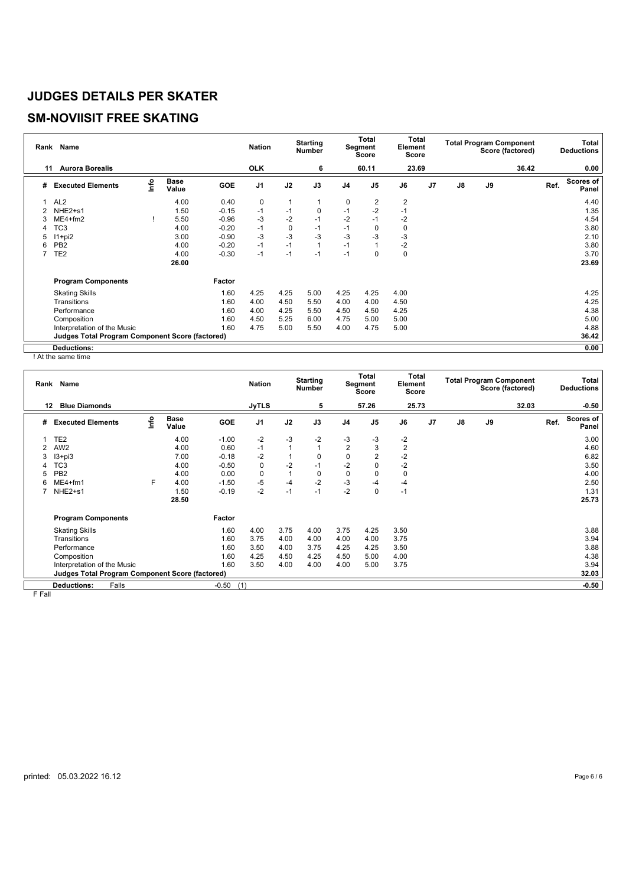# JUDGES DETAILS PER SKATER

## SM-NOVIISIT FREE SKATING

| Rank | Name | Nation | Starting Number | Total Segment Score | Total Element Score | Total Program Component Score (factored) | Total Deductions |
|---|---|---|---|---|---|---|---|
| 11 | Aurora Borealis | OLK | 6 | 60.11 | 23.69 | 36.42 | 0.00 |

| # | Executed Elements | Info | Base Value | GOE | J1 | J2 | J3 | J4 | J5 | J6 | J7 | J8 | J9 | Ref. | Scores of Panel |
|---|---|---|---|---|---|---|---|---|---|---|---|---|---|---|---|
| 1 | AL2 | | 4.00 | 0.40 | 0 | 1 | 1 | 0 | 2 | 2 | | | | | 4.40 |
| 2 | NHE2+s1 | | 1.50 | -0.15 | -1 | -1 | 0 | -1 | -2 | -1 | | | | | 1.35 |
| 3 | ME4+fm2 | ! | 5.50 | -0.96 | -3 | -2 | -1 | -2 | -1 | -2 | | | | | 4.54 |
| 4 | TC3 | | 4.00 | -0.20 | -1 | 0 | -1 | -1 | 0 | 0 | | | | | 3.80 |
| 5 | I1+pi2 | | 3.00 | -0.90 | -3 | -3 | -3 | -3 | -3 | -3 | | | | | 2.10 |
| 6 | PB2 | | 4.00 | -0.20 | -1 | -1 | 1 | -1 | 1 | -2 | | | | | 3.80 |
| 7 | TE2 | | 4.00 | -0.30 | -1 | -1 | -1 | -1 | 0 | 0 | | | | | 3.70 |
| | | | 26.00 | | | | | | | | | | | | 23.69 |

| Program Components | Factor | J1 | J2 | J3 | J4 | J5 | J6 | J7 | J8 | J9 | Scores of Panel |
|---|---|---|---|---|---|---|---|---|---|---|---|
| Skating Skills | 1.60 | 4.25 | 4.25 | 5.00 | 4.25 | 4.25 | 4.00 | | | | 4.25 |
| Transitions | 1.60 | 4.00 | 4.50 | 5.50 | 4.00 | 4.00 | 4.50 | | | | 4.25 |
| Performance | 1.60 | 4.00 | 4.25 | 5.50 | 4.50 | 4.50 | 4.25 | | | | 4.38 |
| Composition | 1.60 | 4.50 | 5.25 | 6.00 | 4.75 | 5.00 | 5.00 | | | | 5.00 |
| Interpretation of the Music | 1.60 | 4.75 | 5.00 | 5.50 | 4.00 | 4.75 | 5.00 | | | | 4.88 |
| **Judges Total Program Component Score (factored)** | | | | | | | | | | | 36.42 |
| **Deductions:** | | | | | | | | | | | 0.00 |

! At the same time

| Rank | Name | Nation | Starting Number | Total Segment Score | Total Element Score | Total Program Component Score (factored) | Total Deductions |
|---|---|---|---|---|---|---|---|
| 12 | Blue Diamonds | JyTLS | 5 | 57.26 | 25.73 | 32.03 | -0.50 |

| # | Executed Elements | Info | Base Value | GOE | J1 | J2 | J3 | J4 | J5 | J6 | J7 | J8 | J9 | Ref. | Scores of Panel |
|---|---|---|---|---|---|---|---|---|---|---|---|---|---|---|---|
| 1 | TE2 | | 4.00 | -1.00 | -2 | -3 | -2 | -3 | -3 | -2 | | | | | 3.00 |
| 2 | AW2 | | 4.00 | 0.60 | -1 | 1 | 1 | 2 | 3 | 2 | | | | | 4.60 |
| 3 | I3+pi3 | | 7.00 | -0.18 | -2 | 1 | 0 | 0 | 2 | -2 | | | | | 6.82 |
| 4 | TC3 | | 4.00 | -0.50 | 0 | -2 | -1 | -2 | 0 | -2 | | | | | 3.50 |
| 5 | PB2 | | 4.00 | 0.00 | 0 | 1 | 0 | 0 | 0 | 0 | | | | | 4.00 |
| 6 | ME4+fm1 | F | 4.00 | -1.50 | -5 | -4 | -2 | -3 | -4 | -4 | | | | | 2.50 |
| 7 | NHE2+s1 | | 1.50 | -0.19 | -2 | -1 | -1 | -2 | 0 | -1 | | | | | 1.31 |
| | | | 28.50 | | | | | | | | | | | | 25.73 |

| Program Components | Factor | J1 | J2 | J3 | J4 | J5 | J6 | J7 | J8 | J9 | Scores of Panel |
|---|---|---|---|---|---|---|---|---|---|---|---|
| Skating Skills | 1.60 | 4.00 | 3.75 | 4.00 | 3.75 | 4.25 | 3.50 | | | | 3.88 |
| Transitions | 1.60 | 3.75 | 4.00 | 4.00 | 4.00 | 4.00 | 3.75 | | | | 3.94 |
| Performance | 1.60 | 3.50 | 4.00 | 3.75 | 4.25 | 4.25 | 3.50 | | | | 3.88 |
| Composition | 1.60 | 4.25 | 4.50 | 4.25 | 4.50 | 5.00 | 4.00 | | | | 4.38 |
| Interpretation of the Music | 1.60 | 3.50 | 4.00 | 4.00 | 4.00 | 5.00 | 3.75 | | | | 3.94 |
| **Judges Total Program Component Score (factored)** | | | | | | | | | | | 32.03 |
| **Deductions:** Falls | -0.50 (1) | | | | | | | | | | -0.50 |

F Fall

printed: 05.03.2022 16.12